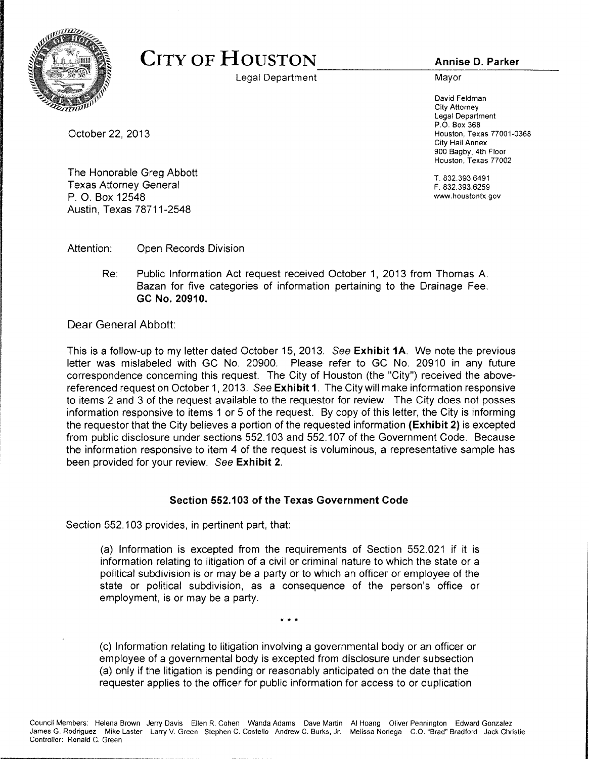# CITY OF HOUSTON

Legal Department

**Annise D. Parker**
Mayor

David Feldman
City Attorney
Legal Department
P.O. Box 368
Houston, Texas 77001-0368
City Hall Annex
900 Bagby, 4th Floor
Houston, Texas 77002

T. 832.393.6491
F. 832.393.6259
www.houstontx.gov

October 22, 2013

The Honorable Greg Abbott
Texas Attorney General
P. O. Box 12548
Austin, Texas 78711-2548

Attention: Open Records Division

Re: Public Information Act request received October 1, 2013 from Thomas A. Bazan for five categories of information pertaining to the Drainage Fee. **GC No. 20910.**

Dear General Abbott:

This is a follow-up to my letter dated October 15, 2013. *See* **Exhibit 1A**. We note the previous letter was mislabeled with GC No. 20900. Please refer to GC No. 20910 in any future correspondence concerning this request. The City of Houston (the "City") received the above-referenced request on October 1, 2013. *See* **Exhibit 1**. The City will make information responsive to items 2 and 3 of the request available to the requestor for review. The City does not posses information responsive to items 1 or 5 of the request. By copy of this letter, the City is informing the requestor that the City believes a portion of the requested information **(Exhibit 2)** is excepted from public disclosure under sections 552.103 and 552.107 of the Government Code. Because the information responsive to item 4 of the request is voluminous, a representative sample has been provided for your review. *See* **Exhibit 2**.

### Section 552.103 of the Texas Government Code

Section 552.103 provides, in pertinent part, that:

> (a) Information is excepted from the requirements of Section 552.021 if it is information relating to litigation of a civil or criminal nature to which the state or a political subdivision is or may be a party or to which an officer or employee of the state or political subdivision, as a consequence of the person's office or employment, is or may be a party.
>
> \* \* \*
>
> (c) Information relating to litigation involving a governmental body or an officer or employee of a governmental body is excepted from disclosure under subsection (a) only if the litigation is pending or reasonably anticipated on the date that the requester applies to the officer for public information for access to or duplication

Council Members: Helena Brown Jerry Davis Ellen R. Cohen Wanda Adams Dave Martin Al Hoang Oliver Pennington Edward Gonzalez James G. Rodriguez Mike Laster Larry V. Green Stephen C. Costello Andrew C. Burks, Jr. Melissa Noriega C.O. "Brad" Bradford Jack Christie
Controller: Ronald C. Green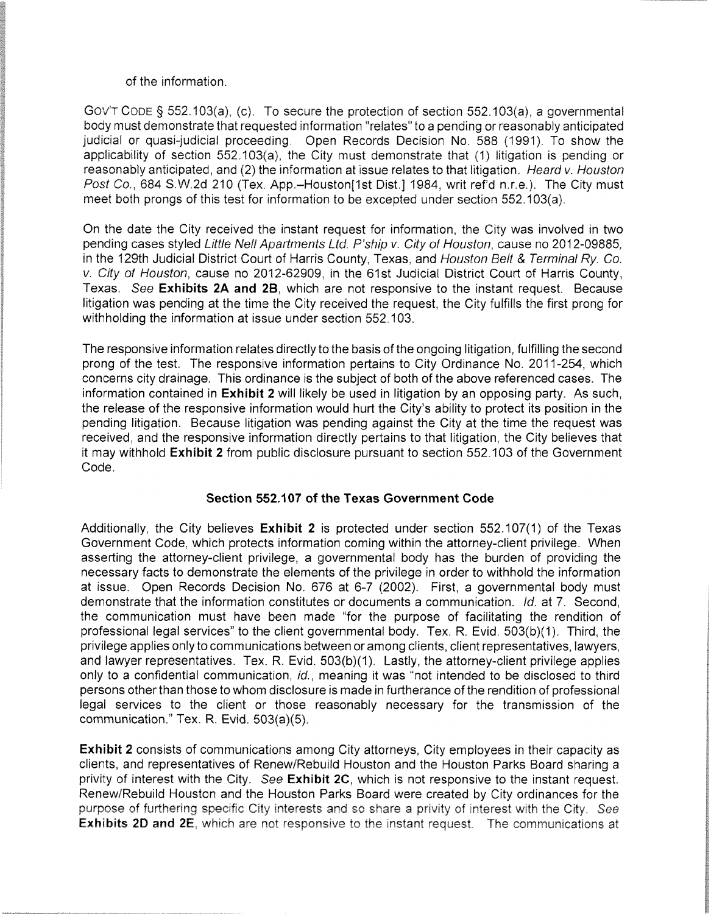of the information.

GOV'T CODE § 552.103(a), (c). To secure the protection of section 552.103(a), a governmental body must demonstrate that requested information "relates" to a pending or reasonably anticipated judicial or quasi-judicial proceeding. Open Records Decision No. 588 (1991). To show the applicability of section 552.103(a), the City must demonstrate that (1) litigation is pending or reasonably anticipated, and (2) the information at issue relates to that litigation. *Heard v. Houston Post Co.*, 684 S.W.2d 210 (Tex. App.–Houston[1st Dist.] 1984, writ ref'd n.r.e.). The City must meet both prongs of this test for information to be excepted under section 552.103(a).

On the date the City received the instant request for information, the City was involved in two pending cases styled *Little Nell Apartments Ltd. P'ship v. City of Houston*, cause no 2012-09885, in the 129th Judicial District Court of Harris County, Texas, and *Houston Belt & Terminal Ry. Co. v. City of Houston*, cause no 2012-62909, in the 61st Judicial District Court of Harris County, Texas. *See* **Exhibits 2A and 2B**, which are not responsive to the instant request. Because litigation was pending at the time the City received the request, the City fulfills the first prong for withholding the information at issue under section 552.103.

The responsive information relates directly to the basis of the ongoing litigation, fulfilling the second prong of the test. The responsive information pertains to City Ordinance No. 2011-254, which concerns city drainage. This ordinance is the subject of both of the above referenced cases. The information contained in **Exhibit 2** will likely be used in litigation by an opposing party. As such, the release of the responsive information would hurt the City's ability to protect its position in the pending litigation. Because litigation was pending against the City at the time the request was received, and the responsive information directly pertains to that litigation, the City believes that it may withhold **Exhibit 2** from public disclosure pursuant to section 552.103 of the Government Code.

### Section 552.107 of the Texas Government Code

Additionally, the City believes **Exhibit 2** is protected under section 552.107(1) of the Texas Government Code, which protects information coming within the attorney-client privilege. When asserting the attorney-client privilege, a governmental body has the burden of providing the necessary facts to demonstrate the elements of the privilege in order to withhold the information at issue. Open Records Decision No. 676 at 6-7 (2002). First, a governmental body must demonstrate that the information constitutes or documents a communication. *Id.* at 7. Second, the communication must have been made "for the purpose of facilitating the rendition of professional legal services" to the client governmental body. Tex. R. Evid. 503(b)(1). Third, the privilege applies only to communications between or among clients, client representatives, lawyers, and lawyer representatives. Tex. R. Evid. 503(b)(1). Lastly, the attorney-client privilege applies only to a confidential communication, *id.*, meaning it was "not intended to be disclosed to third persons other than those to whom disclosure is made in furtherance of the rendition of professional legal services to the client or those reasonably necessary for the transmission of the communication." Tex. R. Evid. 503(a)(5).

**Exhibit 2** consists of communications among City attorneys, City employees in their capacity as clients, and representatives of Renew/Rebuild Houston and the Houston Parks Board sharing a privity of interest with the City. *See* **Exhibit 2C**, which is not responsive to the instant request. Renew/Rebuild Houston and the Houston Parks Board were created by City ordinances for the purpose of furthering specific City interests and so share a privity of interest with the City. *See* **Exhibits 2D and 2E**, which are not responsive to the instant request. The communications at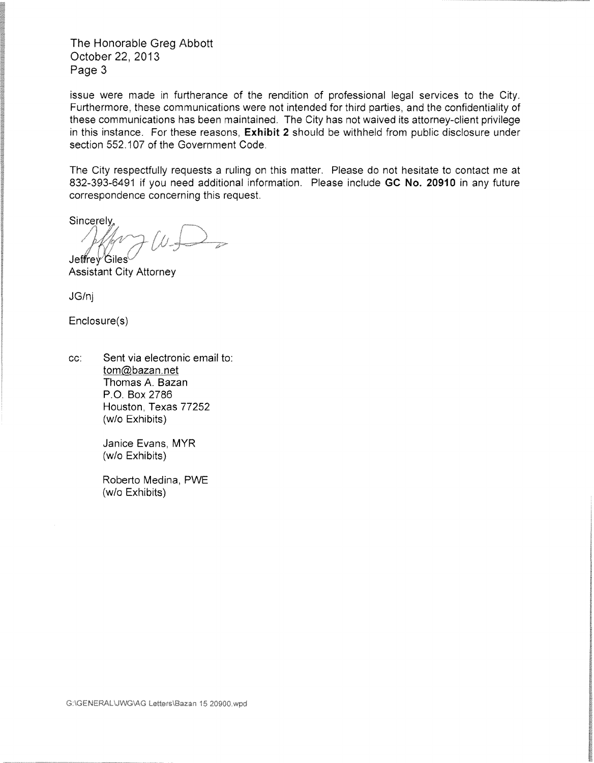issue were made in furtherance of the rendition of professional legal services to the City. Furthermore, these communications were not intended for third parties, and the confidentiality of these communications has been maintained. The City has not waived its attorney-client privilege in this instance. For these reasons, **Exhibit 2** should be withheld from public disclosure under section 552.107 of the Government Code.

The City respectfully requests a ruling on this matter. Please do not hesitate to contact me at 832-393-6491 if you need additional information. Please include **GC No. 20910** in any future correspondence concerning this request.

Sincerely,

Jeffrey Giles
Assistant City Attorney

JG/nj

Enclosure(s)

cc: Sent via electronic email to:
tom@bazan.net
Thomas A. Bazan
P.O. Box 2786
Houston, Texas 77252
(w/o Exhibits)

Janice Evans, MYR
(w/o Exhibits)

Roberto Medina, PWE
(w/o Exhibits)

G:\GENERAL\JWG\AG Letters\Bazan 15 20900.wpd